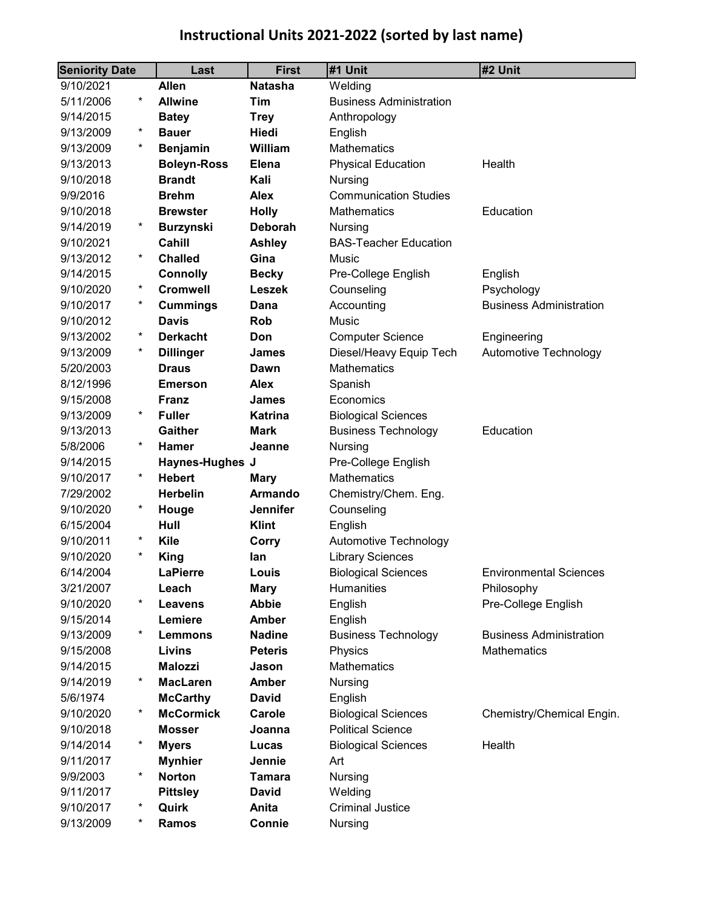# Instructional Units 2021-2022 (sorted by last name)

| Seniority Date | | Last | First | #1 Unit | #2 Unit |
|---|---|---|---|---|---|
| 9/10/2021 | | **Allen** | **Natasha** | Welding | |
| 5/11/2006 | * | **Allwine** | **Tim** | Business Administration | |
| 9/14/2015 | | **Batey** | **Trey** | Anthropology | |
| 9/13/2009 | * | **Bauer** | **Hiedi** | English | |
| 9/13/2009 | * | **Benjamin** | **William** | Mathematics | |
| 9/13/2013 | | **Boleyn-Ross** | **Elena** | Physical Education | Health |
| 9/10/2018 | | **Brandt** | **Kali** | Nursing | |
| 9/9/2016 | | **Brehm** | **Alex** | Communication Studies | |
| 9/10/2018 | | **Brewster** | **Holly** | Mathematics | Education |
| 9/14/2019 | * | **Burzynski** | **Deborah** | Nursing | |
| 9/10/2021 | | **Cahill** | **Ashley** | BAS-Teacher Education | |
| 9/13/2012 | * | **Challed** | **Gina** | Music | |
| 9/14/2015 | | **Connolly** | **Becky** | Pre-College English | English |
| 9/10/2020 | * | **Cromwell** | **Leszek** | Counseling | Psychology |
| 9/10/2017 | * | **Cummings** | **Dana** | Accounting | Business Administration |
| 9/10/2012 | | **Davis** | **Rob** | Music | |
| 9/13/2002 | * | **Derkacht** | **Don** | Computer Science | Engineering |
| 9/13/2009 | * | **Dillinger** | **James** | Diesel/Heavy Equip Tech | Automotive Technology |
| 5/20/2003 | | **Draus** | **Dawn** | Mathematics | |
| 8/12/1996 | | **Emerson** | **Alex** | Spanish | |
| 9/15/2008 | | **Franz** | **James** | Economics | |
| 9/13/2009 | * | **Fuller** | **Katrina** | Biological Sciences | |
| 9/13/2013 | | **Gaither** | **Mark** | Business Technology | Education |
| 5/8/2006 | * | **Hamer** | **Jeanne** | Nursing | |
| 9/14/2015 | | **Haynes-Hughes** | **J** | Pre-College English | |
| 9/10/2017 | * | **Hebert** | **Mary** | Mathematics | |
| 7/29/2002 | | **Herbelin** | **Armando** | Chemistry/Chem. Eng. | |
| 9/10/2020 | * | **Houge** | **Jennifer** | Counseling | |
| 6/15/2004 | | **Hull** | **Klint** | English | |
| 9/10/2011 | * | **Kile** | **Corry** | Automotive Technology | |
| 9/10/2020 | * | **King** | **Ian** | Library Sciences | |
| 6/14/2004 | | **LaPierre** | **Louis** | Biological Sciences | Environmental Sciences |
| 3/21/2007 | | **Leach** | **Mary** | Humanities | Philosophy |
| 9/10/2020 | * | **Leavens** | **Abbie** | English | Pre-College English |
| 9/15/2014 | | **Lemiere** | **Amber** | English | |
| 9/13/2009 | * | **Lemmons** | **Nadine** | Business Technology | Business Administration |
| 9/15/2008 | | **Livins** | **Peteris** | Physics | Mathematics |
| 9/14/2015 | | **Malozzi** | **Jason** | Mathematics | |
| 9/14/2019 | * | **MacLaren** | **Amber** | Nursing | |
| 5/6/1974 | | **McCarthy** | **David** | English | |
| 9/10/2020 | * | **McCormick** | **Carole** | Biological Sciences | Chemistry/Chemical Engin. |
| 9/10/2018 | | **Mosser** | **Joanna** | Political Science | |
| 9/14/2014 | * | **Myers** | **Lucas** | Biological Sciences | Health |
| 9/11/2017 | | **Mynhier** | **Jennie** | Art | |
| 9/9/2003 | * | **Norton** | **Tamara** | Nursing | |
| 9/11/2017 | | **Pittsley** | **David** | Welding | |
| 9/10/2017 | * | **Quirk** | **Anita** | Criminal Justice | |
| 9/13/2009 | * | **Ramos** | **Connie** | Nursing | |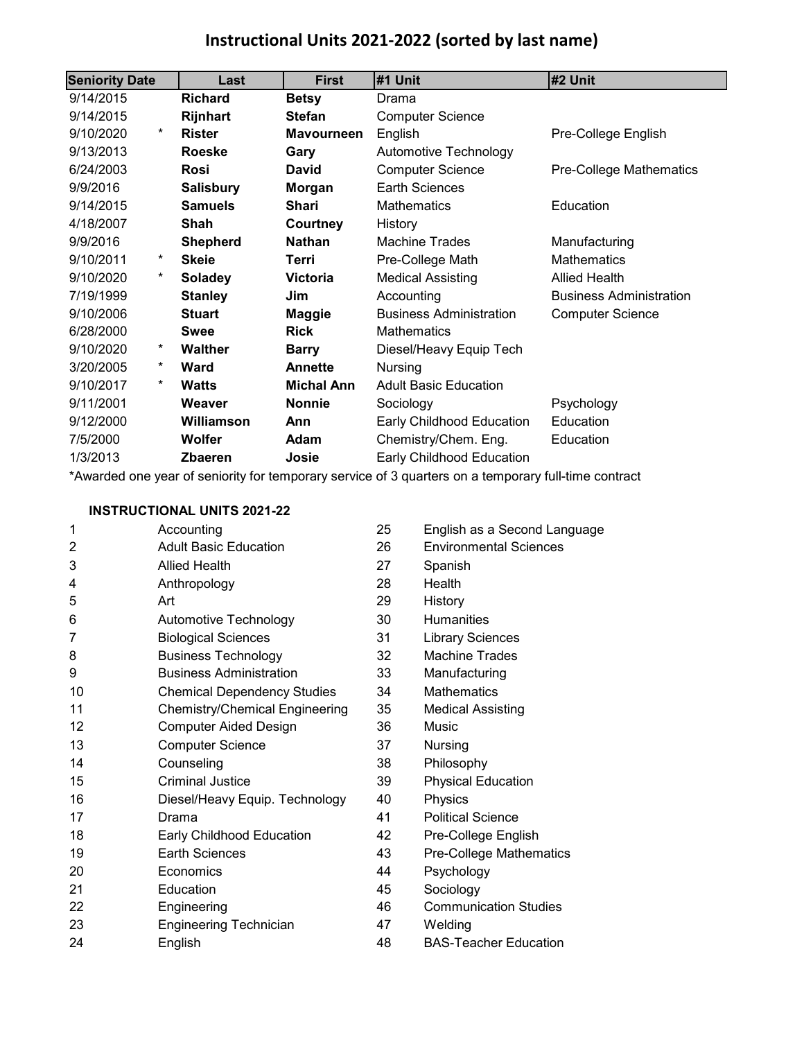# Instructional Units 2021-2022 (sorted by last name)

| Seniority Date | | Last | First | #1 Unit | #2 Unit |
|---|---|---|---|---|---|
| 9/14/2015 | | **Richard** | **Betsy** | Drama | |
| 9/14/2015 | | **Rijnhart** | **Stefan** | Computer Science | |
| 9/10/2020 | * | **Rister** | **Mavourneen** | English | Pre-College English |
| 9/13/2013 | | **Roeske** | **Gary** | Automotive Technology | |
| 6/24/2003 | | **Rosi** | **David** | Computer Science | Pre-College Mathematics |
| 9/9/2016 | | **Salisbury** | **Morgan** | Earth Sciences | |
| 9/14/2015 | | **Samuels** | **Shari** | Mathematics | Education |
| 4/18/2007 | | **Shah** | **Courtney** | History | |
| 9/9/2016 | | **Shepherd** | **Nathan** | Machine Trades | Manufacturing |
| 9/10/2011 | * | **Skeie** | **Terri** | Pre-College Math | Mathematics |
| 9/10/2020 | * | **Soladey** | **Victoria** | Medical Assisting | Allied Health |
| 7/19/1999 | | **Stanley** | **Jim** | Accounting | Business Administration |
| 9/10/2006 | | **Stuart** | **Maggie** | Business Administration | Computer Science |
| 6/28/2000 | | **Swee** | **Rick** | Mathematics | |
| 9/10/2020 | * | **Walther** | **Barry** | Diesel/Heavy Equip Tech | |
| 3/20/2005 | * | **Ward** | **Annette** | Nursing | |
| 9/10/2017 | * | **Watts** | **Michal Ann** | Adult Basic Education | |
| 9/11/2001 | | **Weaver** | **Nonnie** | Sociology | Psychology |
| 9/12/2000 | | **Williamson** | **Ann** | Early Childhood Education | Education |
| 7/5/2000 | | **Wolfer** | **Adam** | Chemistry/Chem. Eng. | Education |
| 1/3/2013 | | **Zbaeren** | **Josie** | Early Childhood Education | |

*Awarded one year of seniority for temporary service of 3 quarters on a temporary full-time contract

**INSTRUCTIONAL UNITS 2021-22**

| | | | |
|---|---|---|---|
| 1 | Accounting | 25 | English as a Second Language |
| 2 | Adult Basic Education | 26 | Environmental Sciences |
| 3 | Allied Health | 27 | Spanish |
| 4 | Anthropology | 28 | Health |
| 5 | Art | 29 | History |
| 6 | Automotive Technology | 30 | Humanities |
| 7 | Biological Sciences | 31 | Library Sciences |
| 8 | Business Technology | 32 | Machine Trades |
| 9 | Business Administration | 33 | Manufacturing |
| 10 | Chemical Dependency Studies | 34 | Mathematics |
| 11 | Chemistry/Chemical Engineering | 35 | Medical Assisting |
| 12 | Computer Aided Design | 36 | Music |
| 13 | Computer Science | 37 | Nursing |
| 14 | Counseling | 38 | Philosophy |
| 15 | Criminal Justice | 39 | Physical Education |
| 16 | Diesel/Heavy Equip. Technology | 40 | Physics |
| 17 | Drama | 41 | Political Science |
| 18 | Early Childhood Education | 42 | Pre-College English |
| 19 | Earth Sciences | 43 | Pre-College Mathematics |
| 20 | Economics | 44 | Psychology |
| 21 | Education | 45 | Sociology |
| 22 | Engineering | 46 | Communication Studies |
| 23 | Engineering Technician | 47 | Welding |
| 24 | English | 48 | BAS-Teacher Education |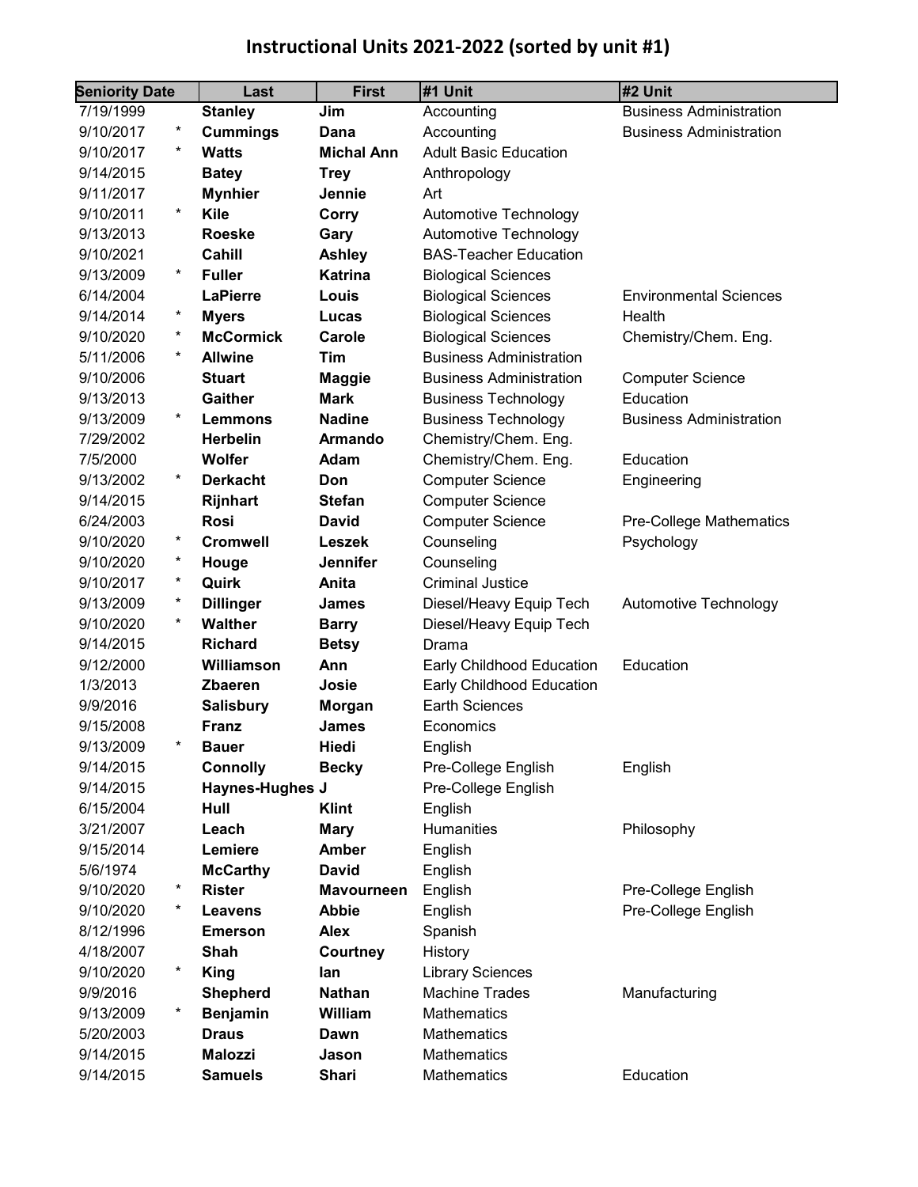# Instructional Units 2021-2022 (sorted by unit #1)

| Seniority Date | | Last | First | #1 Unit | #2 Unit |
|---|---|---|---|---|---|
| 7/19/1999 | | **Stanley** | **Jim** | Accounting | Business Administration |
| 9/10/2017 | * | **Cummings** | **Dana** | Accounting | Business Administration |
| 9/10/2017 | * | **Watts** | **Michal Ann** | Adult Basic Education | |
| 9/14/2015 | | **Batey** | **Trey** | Anthropology | |
| 9/11/2017 | | **Mynhier** | **Jennie** | Art | |
| 9/10/2011 | * | **Kile** | **Corry** | Automotive Technology | |
| 9/13/2013 | | **Roeske** | **Gary** | Automotive Technology | |
| 9/10/2021 | | **Cahill** | **Ashley** | BAS-Teacher Education | |
| 9/13/2009 | * | **Fuller** | **Katrina** | Biological Sciences | |
| 6/14/2004 | | **LaPierre** | **Louis** | Biological Sciences | Environmental Sciences |
| 9/14/2014 | * | **Myers** | **Lucas** | Biological Sciences | Health |
| 9/10/2020 | * | **McCormick** | **Carole** | Biological Sciences | Chemistry/Chem. Eng. |
| 5/11/2006 | * | **Allwine** | **Tim** | Business Administration | |
| 9/10/2006 | | **Stuart** | **Maggie** | Business Administration | Computer Science |
| 9/13/2013 | | **Gaither** | **Mark** | Business Technology | Education |
| 9/13/2009 | * | **Lemmons** | **Nadine** | Business Technology | Business Administration |
| 7/29/2002 | | **Herbelin** | **Armando** | Chemistry/Chem. Eng. | |
| 7/5/2000 | | **Wolfer** | **Adam** | Chemistry/Chem. Eng. | Education |
| 9/13/2002 | * | **Derkacht** | **Don** | Computer Science | Engineering |
| 9/14/2015 | | **Rijnhart** | **Stefan** | Computer Science | |
| 6/24/2003 | | **Rosi** | **David** | Computer Science | Pre-College Mathematics |
| 9/10/2020 | * | **Cromwell** | **Leszek** | Counseling | Psychology |
| 9/10/2020 | * | **Houge** | **Jennifer** | Counseling | |
| 9/10/2017 | * | **Quirk** | **Anita** | Criminal Justice | |
| 9/13/2009 | * | **Dillinger** | **James** | Diesel/Heavy Equip Tech | Automotive Technology |
| 9/10/2020 | * | **Walther** | **Barry** | Diesel/Heavy Equip Tech | |
| 9/14/2015 | | **Richard** | **Betsy** | Drama | |
| 9/12/2000 | | **Williamson** | **Ann** | Early Childhood Education | Education |
| 1/3/2013 | | **Zbaeren** | **Josie** | Early Childhood Education | |
| 9/9/2016 | | **Salisbury** | **Morgan** | Earth Sciences | |
| 9/15/2008 | | **Franz** | **James** | Economics | |
| 9/13/2009 | * | **Bauer** | **Hiedi** | English | |
| 9/14/2015 | | **Connolly** | **Becky** | Pre-College English | English |
| 9/14/2015 | | **Haynes-Hughes** | **J** | Pre-College English | |
| 6/15/2004 | | **Hull** | **Klint** | English | |
| 3/21/2007 | | **Leach** | **Mary** | Humanities | Philosophy |
| 9/15/2014 | | **Lemiere** | **Amber** | English | |
| 5/6/1974 | | **McCarthy** | **David** | English | |
| 9/10/2020 | * | **Rister** | **Mavourneen** | English | Pre-College English |
| 9/10/2020 | * | **Leavens** | **Abbie** | English | Pre-College English |
| 8/12/1996 | | **Emerson** | **Alex** | Spanish | |
| 4/18/2007 | | **Shah** | **Courtney** | History | |
| 9/10/2020 | * | **King** | **Ian** | Library Sciences | |
| 9/9/2016 | | **Shepherd** | **Nathan** | Machine Trades | Manufacturing |
| 9/13/2009 | * | **Benjamin** | **William** | Mathematics | |
| 5/20/2003 | | **Draus** | **Dawn** | Mathematics | |
| 9/14/2015 | | **Malozzi** | **Jason** | Mathematics | |
| 9/14/2015 | | **Samuels** | **Shari** | Mathematics | Education |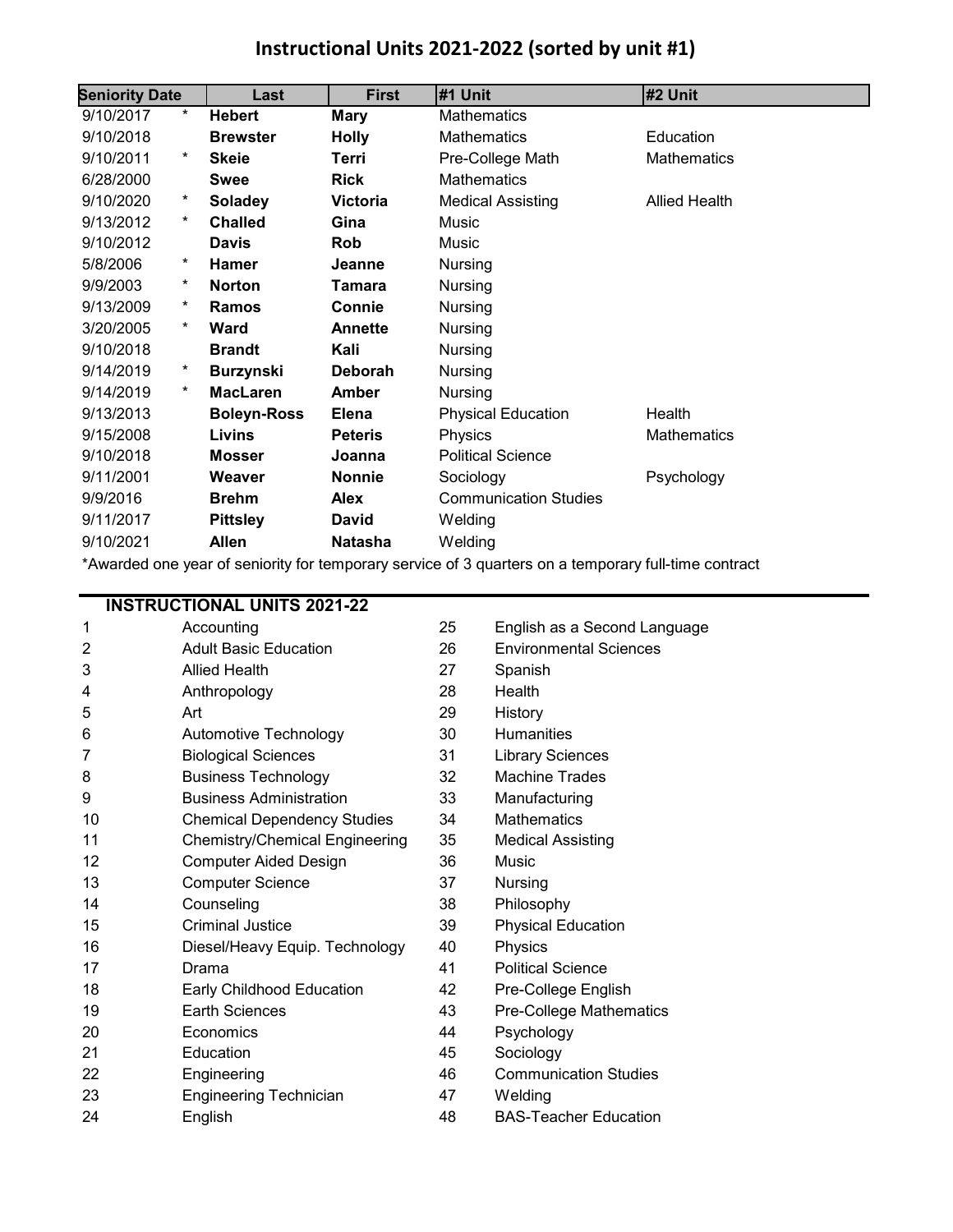# Instructional Units 2021-2022 (sorted by unit #1)

| Seniority Date | | Last | First | #1 Unit | #2 Unit |
|---|---|---|---|---|---|
| 9/10/2017 | * | **Hebert** | **Mary** | Mathematics | |
| 9/10/2018 | | **Brewster** | **Holly** | Mathematics | Education |
| 9/10/2011 | * | **Skeie** | **Terri** | Pre-College Math | Mathematics |
| 6/28/2000 | | **Swee** | **Rick** | Mathematics | |
| 9/10/2020 | * | **Soladey** | **Victoria** | Medical Assisting | Allied Health |
| 9/13/2012 | * | **Challed** | **Gina** | Music | |
| 9/10/2012 | | **Davis** | **Rob** | Music | |
| 5/8/2006 | * | **Hamer** | **Jeanne** | Nursing | |
| 9/9/2003 | * | **Norton** | **Tamara** | Nursing | |
| 9/13/2009 | * | **Ramos** | **Connie** | Nursing | |
| 3/20/2005 | * | **Ward** | **Annette** | Nursing | |
| 9/10/2018 | | **Brandt** | **Kali** | Nursing | |
| 9/14/2019 | * | **Burzynski** | **Deborah** | Nursing | |
| 9/14/2019 | * | **MacLaren** | **Amber** | Nursing | |
| 9/13/2013 | | **Boleyn-Ross** | **Elena** | Physical Education | Health |
| 9/15/2008 | | **Livins** | **Peteris** | Physics | Mathematics |
| 9/10/2018 | | **Mosser** | **Joanna** | Political Science | |
| 9/11/2001 | | **Weaver** | **Nonnie** | Sociology | Psychology |
| 9/9/2016 | | **Brehm** | **Alex** | Communication Studies | |
| 9/11/2017 | | **Pittsley** | **David** | Welding | |
| 9/10/2021 | | **Allen** | **Natasha** | Welding | |

*Awarded one year of seniority for temporary service of 3 quarters on a temporary full-time contract

## INSTRUCTIONAL UNITS 2021-22

| | | | |
|---|---|---|---|
| 1 | Accounting | 25 | English as a Second Language |
| 2 | Adult Basic Education | 26 | Environmental Sciences |
| 3 | Allied Health | 27 | Spanish |
| 4 | Anthropology | 28 | Health |
| 5 | Art | 29 | History |
| 6 | Automotive Technology | 30 | Humanities |
| 7 | Biological Sciences | 31 | Library Sciences |
| 8 | Business Technology | 32 | Machine Trades |
| 9 | Business Administration | 33 | Manufacturing |
| 10 | Chemical Dependency Studies | 34 | Mathematics |
| 11 | Chemistry/Chemical Engineering | 35 | Medical Assisting |
| 12 | Computer Aided Design | 36 | Music |
| 13 | Computer Science | 37 | Nursing |
| 14 | Counseling | 38 | Philosophy |
| 15 | Criminal Justice | 39 | Physical Education |
| 16 | Diesel/Heavy Equip. Technology | 40 | Physics |
| 17 | Drama | 41 | Political Science |
| 18 | Early Childhood Education | 42 | Pre-College English |
| 19 | Earth Sciences | 43 | Pre-College Mathematics |
| 20 | Economics | 44 | Psychology |
| 21 | Education | 45 | Sociology |
| 22 | Engineering | 46 | Communication Studies |
| 23 | Engineering Technician | 47 | Welding |
| 24 | English | 48 | BAS-Teacher Education |